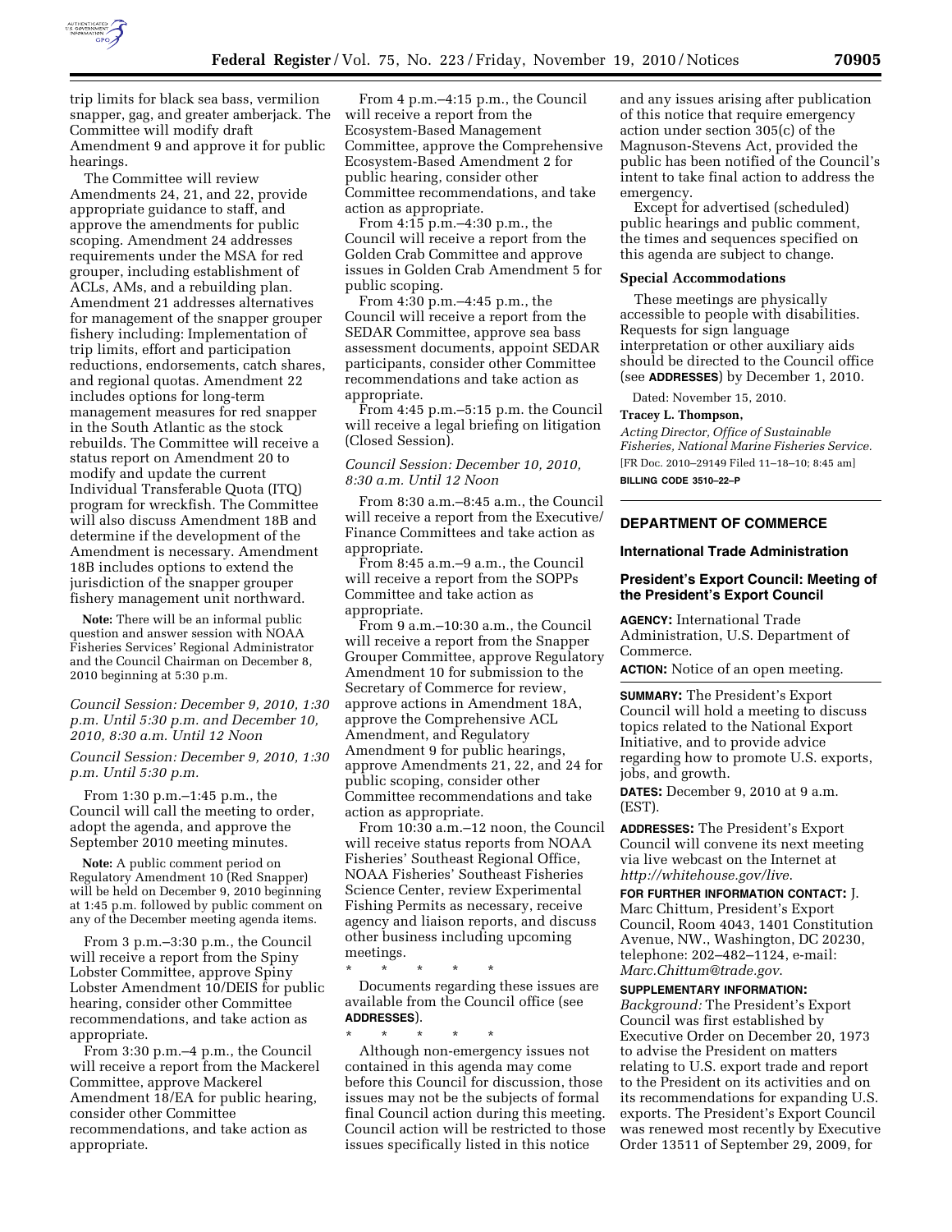trip limits for black sea bass, vermilion snapper, gag, and greater amberjack. The Committee will modify draft Amendment 9 and approve it for public hearings.

The Committee will review Amendments 24, 21, and 22, provide appropriate guidance to staff, and approve the amendments for public scoping. Amendment 24 addresses requirements under the MSA for red grouper, including establishment of ACLs, AMs, and a rebuilding plan. Amendment 21 addresses alternatives for management of the snapper grouper fishery including: Implementation of trip limits, effort and participation reductions, endorsements, catch shares, and regional quotas. Amendment 22 includes options for long-term management measures for red snapper in the South Atlantic as the stock rebuilds. The Committee will receive a status report on Amendment 20 to modify and update the current Individual Transferable Quota (ITQ) program for wreckfish. The Committee will also discuss Amendment 18B and determine if the development of the Amendment is necessary. Amendment 18B includes options to extend the jurisdiction of the snapper grouper fishery management unit northward.

**Note:** There will be an informal public question and answer session with NOAA Fisheries Services' Regional Administrator and the Council Chairman on December 8, 2010 beginning at 5:30 p.m.

*Council Session: December 9, 2010, 1:30 p.m. Until 5:30 p.m. and December 10, 2010, 8:30 a.m. Until 12 Noon*

*Council Session: December 9, 2010, 1:30 p.m. Until 5:30 p.m.*

From 1:30 p.m.–1:45 p.m., the Council will call the meeting to order, adopt the agenda, and approve the September 2010 meeting minutes.

**Note:** A public comment period on Regulatory Amendment 10 (Red Snapper) will be held on December 9, 2010 beginning at 1:45 p.m. followed by public comment on any of the December meeting agenda items.

From 3 p.m.–3:30 p.m., the Council will receive a report from the Spiny Lobster Committee, approve Spiny Lobster Amendment 10/DEIS for public hearing, consider other Committee recommendations, and take action as appropriate.

From 3:30 p.m.–4 p.m., the Council will receive a report from the Mackerel Committee, approve Mackerel Amendment 18/EA for public hearing, consider other Committee recommendations, and take action as appropriate.

From 4 p.m.–4:15 p.m., the Council will receive a report from the Ecosystem-Based Management Committee, approve the Comprehensive Ecosystem-Based Amendment 2 for public hearing, consider other Committee recommendations, and take action as appropriate.

From 4:15 p.m.–4:30 p.m., the Council will receive a report from the Golden Crab Committee and approve issues in Golden Crab Amendment 5 for public scoping.

From 4:30 p.m.–4:45 p.m., the Council will receive a report from the SEDAR Committee, approve sea bass assessment documents, appoint SEDAR participants, consider other Committee recommendations and take action as appropriate.

From 4:45 p.m.–5:15 p.m. the Council will receive a legal briefing on litigation (Closed Session).

*Council Session: December 10, 2010, 8:30 a.m. Until 12 Noon*

From 8:30 a.m.–8:45 a.m., the Council will receive a report from the Executive/Finance Committees and take action as appropriate.

From 8:45 a.m.–9 a.m., the Council will receive a report from the SOPPs Committee and take action as appropriate.

From 9 a.m.–10:30 a.m., the Council will receive a report from the Snapper Grouper Committee, approve Regulatory Amendment 10 for submission to the Secretary of Commerce for review, approve actions in Amendment 18A, approve the Comprehensive ACL Amendment, and Regulatory Amendment 9 for public hearings, approve Amendments 21, 22, and 24 for public scoping, consider other Committee recommendations and take action as appropriate.

From 10:30 a.m.–12 noon, the Council will receive status reports from NOAA Fisheries' Southeast Regional Office, NOAA Fisheries' Southeast Fisheries Science Center, review Experimental Fishing Permits as necessary, receive agency and liaison reports, and discuss other business including upcoming meetings.

\* \* \* \* \*

Documents regarding these issues are available from the Council office (see **ADDRESSES**).

\* \* \* \* \*

Although non-emergency issues not contained in this agenda may come before this Council for discussion, those issues may not be the subjects of formal final Council action during this meeting. Council action will be restricted to those issues specifically listed in this notice and any issues arising after publication of this notice that require emergency action under section 305(c) of the Magnuson-Stevens Act, provided the public has been notified of the Council's intent to take final action to address the emergency.

Except for advertised (scheduled) public hearings and public comment, the times and sequences specified on this agenda are subject to change.

### Special Accommodations

These meetings are physically accessible to people with disabilities. Requests for sign language interpretation or other auxiliary aids should be directed to the Council office (see **ADDRESSES**) by December 1, 2010.

Dated: November 15, 2010.

**Tracey L. Thompson,**

*Acting Director, Office of Sustainable Fisheries, National Marine Fisheries Service.*

[FR Doc. 2010–29149 Filed 11–18–10; 8:45 am]

**BILLING CODE 3510–22–P**

## DEPARTMENT OF COMMERCE

### International Trade Administration

### President's Export Council: Meeting of the President's Export Council

**AGENCY:** International Trade Administration, U.S. Department of Commerce.

**ACTION:** Notice of an open meeting.

**SUMMARY:** The President's Export Council will hold a meeting to discuss topics related to the National Export Initiative, and to provide advice regarding how to promote U.S. exports, jobs, and growth.

**DATES:** December 9, 2010 at 9 a.m. (EST).

**ADDRESSES:** The President's Export Council will convene its next meeting via live webcast on the Internet at *http://whitehouse.gov/live*.

**FOR FURTHER INFORMATION CONTACT:** J. Marc Chittum, President's Export Council, Room 4043, 1401 Constitution Avenue, NW., Washington, DC 20230, telephone: 202–482–1124, e-mail: *Marc.Chittum@trade.gov*.

**SUPPLEMENTARY INFORMATION:**

*Background:* The President's Export Council was first established by Executive Order on December 20, 1973 to advise the President on matters relating to U.S. export trade and report to the President on its activities and on its recommendations for expanding U.S. exports. The President's Export Council was renewed most recently by Executive Order 13511 of September 29, 2009, for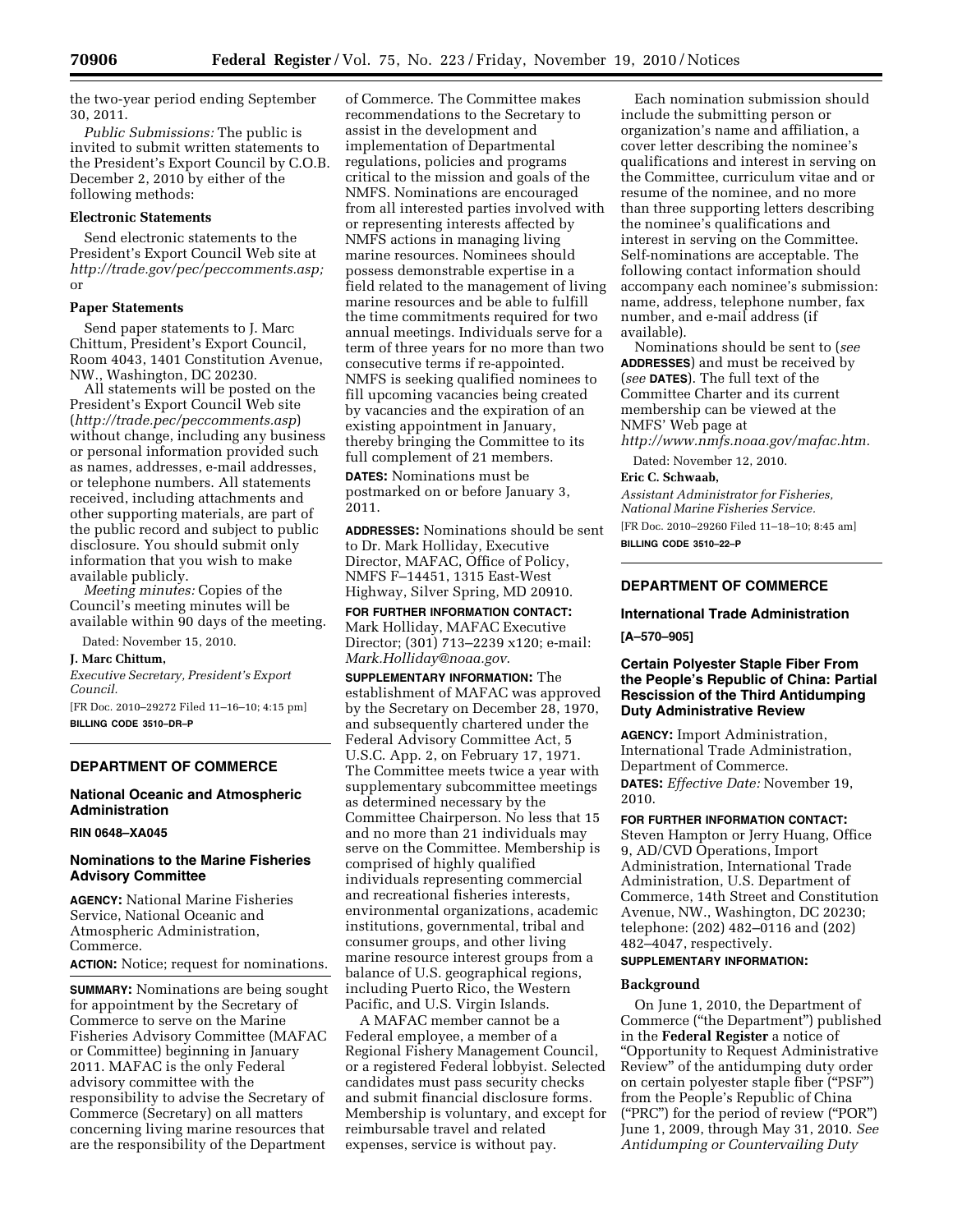the two-year period ending September 30, 2011.

*Public Submissions:* The public is invited to submit written statements to the President's Export Council by C.O.B. December 2, 2010 by either of the following methods:

**Electronic Statements**

Send electronic statements to the President's Export Council Web site at *http://trade.gov/pec/peccomments.asp;* or

**Paper Statements**

Send paper statements to J. Marc Chittum, President's Export Council, Room 4043, 1401 Constitution Avenue, NW., Washington, DC 20230.

All statements will be posted on the President's Export Council Web site (*http://trade.pec/peccomments.asp*) without change, including any business or personal information provided such as names, addresses, e-mail addresses, or telephone numbers. All statements received, including attachments and other supporting materials, are part of the public record and subject to public disclosure. You should submit only information that you wish to make available publicly.

*Meeting minutes:* Copies of the Council's meeting minutes will be available within 90 days of the meeting.

Dated: November 15, 2010.

**J. Marc Chittum,**

*Executive Secretary, President's Export Council.*

[FR Doc. 2010–29272 Filed 11–16–10; 4:15 pm]

**BILLING CODE 3510–DR–P**

---

## DEPARTMENT OF COMMERCE

### National Oceanic and Atmospheric Administration

**RIN 0648–XA045**

### Nominations to the Marine Fisheries Advisory Committee

**AGENCY:** National Marine Fisheries Service, National Oceanic and Atmospheric Administration, Commerce.

**ACTION:** Notice; request for nominations.

**SUMMARY:** Nominations are being sought for appointment by the Secretary of Commerce to serve on the Marine Fisheries Advisory Committee (MAFAC or Committee) beginning in January 2011. MAFAC is the only Federal advisory committee with the responsibility to advise the Secretary of Commerce (Secretary) on all matters concerning living marine resources that are the responsibility of the Department of Commerce. The Committee makes recommendations to the Secretary to assist in the development and implementation of Departmental regulations, policies and programs critical to the mission and goals of the NMFS. Nominations are encouraged from all interested parties involved with or representing interests affected by NMFS actions in managing living marine resources. Nominees should possess demonstrable expertise in a field related to the management of living marine resources and be able to fulfill the time commitments required for two annual meetings. Individuals serve for a term of three years for no more than two consecutive terms if re-appointed. NMFS is seeking qualified nominees to fill upcoming vacancies being created by vacancies and the expiration of an existing appointment in January, thereby bringing the Committee to its full complement of 21 members.

**DATES:** Nominations must be postmarked on or before January 3, 2011.

**ADDRESSES:** Nominations should be sent to Dr. Mark Holliday, Executive Director, MAFAC, Office of Policy, NMFS F–14451, 1315 East-West Highway, Silver Spring, MD 20910.

**FOR FURTHER INFORMATION CONTACT:** Mark Holliday, MAFAC Executive Director; (301) 713–2239 x120; e-mail: *Mark.Holliday@noaa.gov*.

**SUPPLEMENTARY INFORMATION:** The establishment of MAFAC was approved by the Secretary on December 28, 1970, and subsequently chartered under the Federal Advisory Committee Act, 5 U.S.C. App. 2, on February 17, 1971. The Committee meets twice a year with supplementary subcommittee meetings as determined necessary by the Committee Chairperson. No less that 15 and no more than 21 individuals may serve on the Committee. Membership is comprised of highly qualified individuals representing commercial and recreational fisheries interests, environmental organizations, academic institutions, governmental, tribal and consumer groups, and other living marine resource interest groups from a balance of U.S. geographical regions, including Puerto Rico, the Western Pacific, and U.S. Virgin Islands.

A MAFAC member cannot be a Federal employee, a member of a Regional Fishery Management Council, or a registered Federal lobbyist. Selected candidates must pass security checks and submit financial disclosure forms. Membership is voluntary, and except for reimbursable travel and related expenses, service is without pay.

Each nomination submission should include the submitting person or organization's name and affiliation, a cover letter describing the nominee's qualifications and interest in serving on the Committee, curriculum vitae and or resume of the nominee, and no more than three supporting letters describing the nominee's qualifications and interest in serving on the Committee. Self-nominations are acceptable. The following contact information should accompany each nominee's submission: name, address, telephone number, fax number, and e-mail address (if available).

Nominations should be sent to (*see* **ADDRESSES**) and must be received by (*see* **DATES**). The full text of the Committee Charter and its current membership can be viewed at the NMFS' Web page at *http://www.nmfs.noaa.gov/mafac.htm*.

Dated: November 12, 2010.

**Eric C. Schwaab,**

*Assistant Administrator for Fisheries, National Marine Fisheries Service.*

[FR Doc. 2010–29260 Filed 11–18–10; 8:45 am]

**BILLING CODE 3510–22–P**

---

## DEPARTMENT OF COMMERCE

### International Trade Administration

**[A–570–905]**

### Certain Polyester Staple Fiber From the People's Republic of China: Partial Rescission of the Third Antidumping Duty Administrative Review

**AGENCY:** Import Administration, International Trade Administration, Department of Commerce.

**DATES:** *Effective Date:* November 19, 2010.

**FOR FURTHER INFORMATION CONTACT:** Steven Hampton or Jerry Huang, Office 9, AD/CVD Operations, Import Administration, International Trade Administration, U.S. Department of Commerce, 14th Street and Constitution Avenue, NW., Washington, DC 20230; telephone: (202) 482–0116 and (202) 482–4047, respectively.

**SUPPLEMENTARY INFORMATION:**

**Background**

On June 1, 2010, the Department of Commerce ("the Department") published in the **Federal Register** a notice of "Opportunity to Request Administrative Review" of the antidumping duty order on certain polyester staple fiber ("PSF") from the People's Republic of China ("PRC") for the period of review ("POR") June 1, 2009, through May 31, 2010. *See Antidumping or Countervailing Duty*